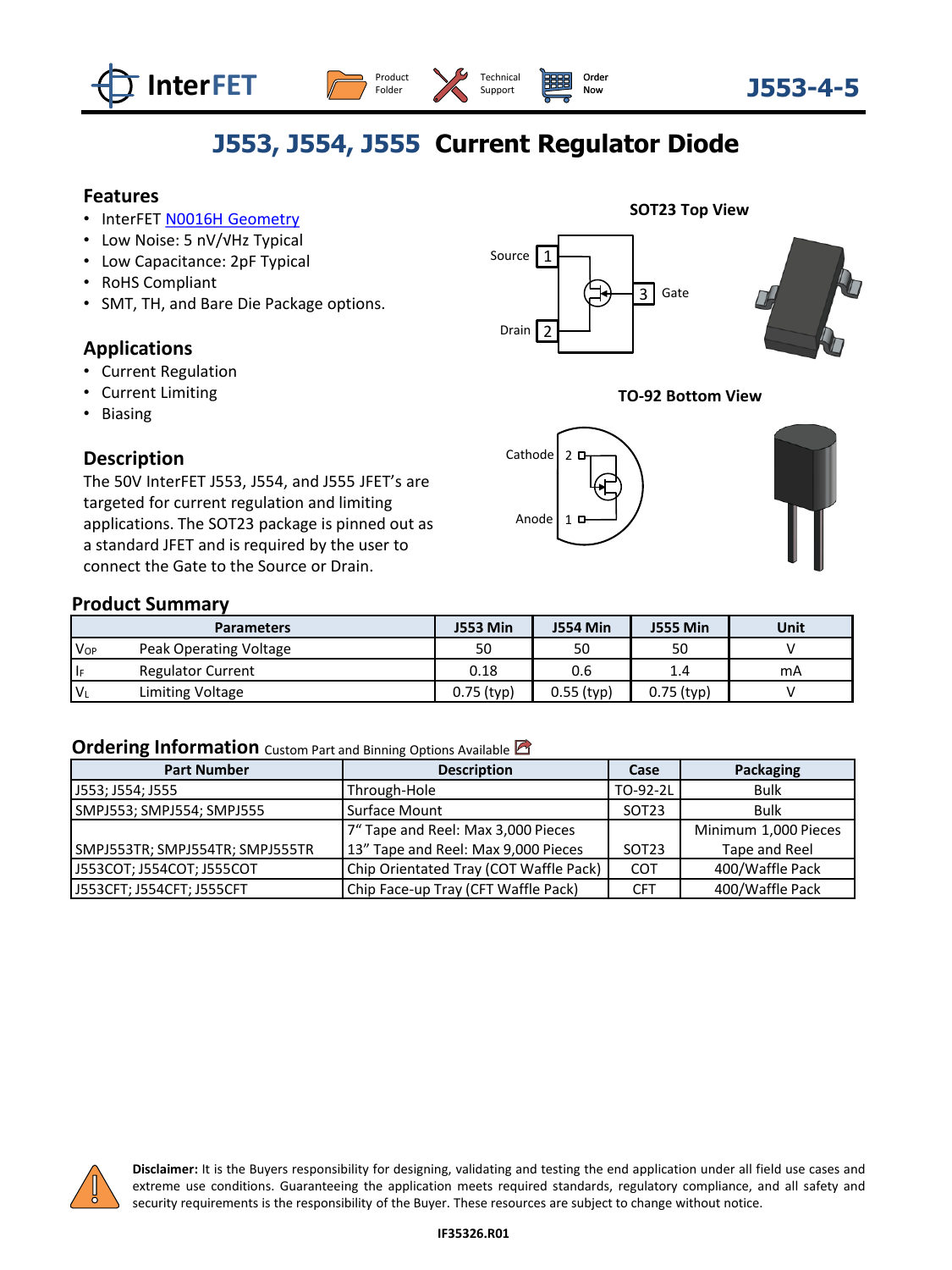InterFET  Product Folder  Technical Support  Order Now  **J553-4-5**

# J553, J554, J555 Current Regulator Diode

## Features

- InterFET N0016H Geometry
- Low Noise: 5 nV/√Hz Typical
- Low Capacitance: 2pF Typical
- RoHS Compliant
- SMT, TH, and Bare Die Package options.

## Applications

- Current Regulation
- Current Limiting
- Biasing

## Description

The 50V InterFET J553, J554, and J555 JFET's are targeted for current regulation and limiting applications. The SOT23 package is pinned out as a standard JFET and is required by the user to connect the Gate to the Source or Drain.

**SOT23 Top View**

Source 1, Drain 2, Gate 3

**TO-92 Bottom View**

Cathode 2, Anode 1

## Product Summary

| Parameters | | J553 Min | J554 Min | J555 Min | Unit |
|---|---|---|---|---|---|
| $V_{OP}$ | Peak Operating Voltage | 50 | 50 | 50 | V |
| $I_F$ | Regulator Current | 0.18 | 0.6 | 1.4 | mA |
| $V_L$ | Limiting Voltage | 0.75 (typ) | 0.55 (typ) | 0.75 (typ) | V |

## Ordering Information Custom Part and Binning Options Available

| Part Number | Description | Case | Packaging |
|---|---|---|---|
| J553; J554; J555 | Through-Hole | TO-92-2L | Bulk |
| SMPJ553; SMPJ554; SMPJ555 | Surface Mount | SOT23 | Bulk |
| SMPJ553TR; SMPJ554TR; SMPJ555TR | 7" Tape and Reel: Max 3,000 Pieces<br>13" Tape and Reel: Max 9,000 Pieces | SOT23 | Minimum 1,000 Pieces<br>Tape and Reel |
| J553COT; J554COT; J555COT | Chip Orientated Tray (COT Waffle Pack) | COT | 400/Waffle Pack |
| J553CFT; J554CFT; J555CFT | Chip Face-up Tray (CFT Waffle Pack) | CFT | 400/Waffle Pack |

**Disclaimer:** It is the Buyers responsibility for designing, validating and testing the end application under all field use cases and extreme use conditions. Guaranteeing the application meets required standards, regulatory compliance, and all safety and security requirements is the responsibility of the Buyer. These resources are subject to change without notice.

IF35326.R01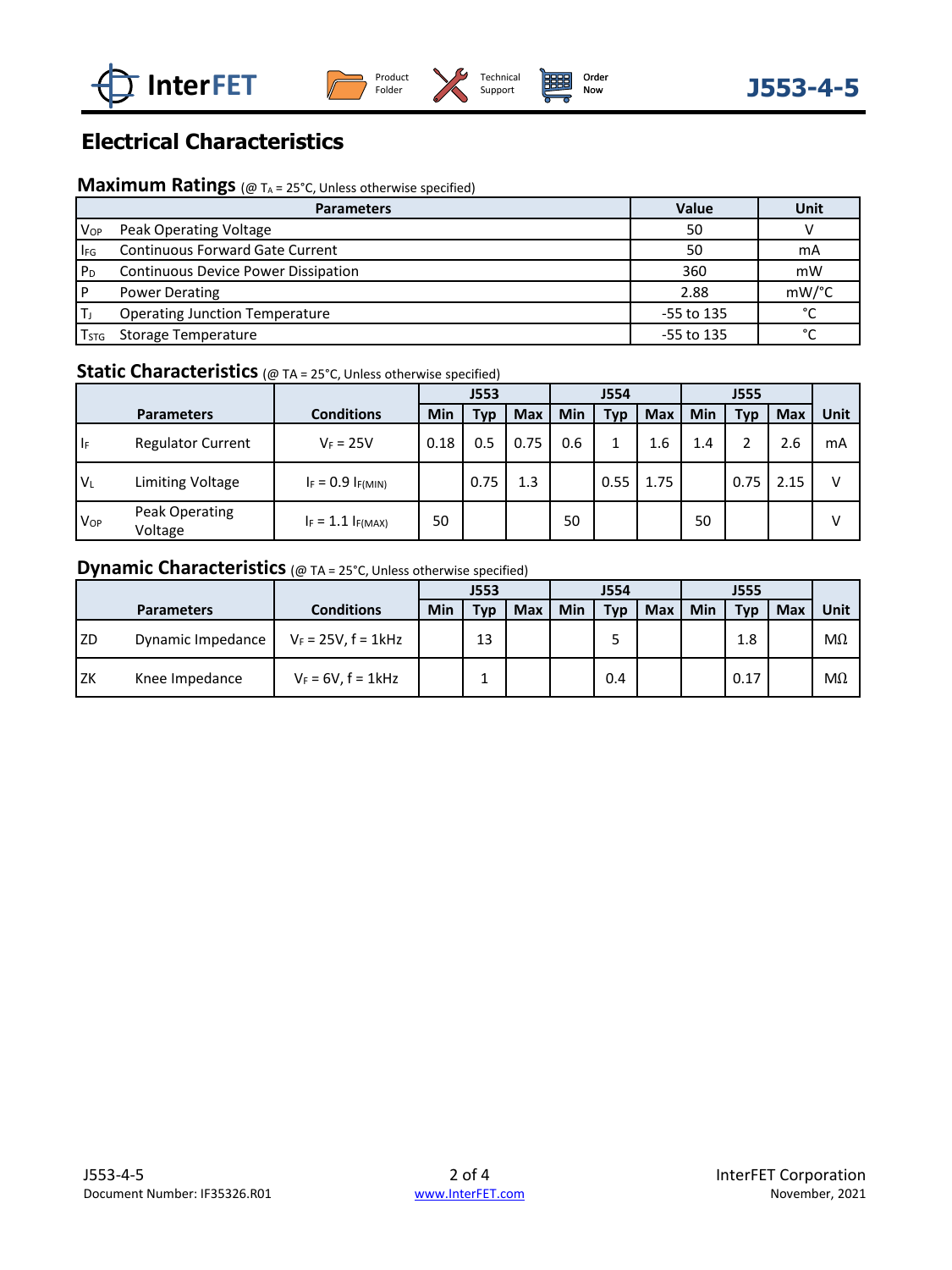# Electrical Characteristics

## Maximum Ratings (@ $T_A$ = 25°C, Unless otherwise specified)

| Parameters | | Value | Unit |
|---|---|---|---|
| $V_{OP}$ | Peak Operating Voltage | 50 | V |
| $I_{FG}$ | Continuous Forward Gate Current | 50 | mA |
| $P_D$ | Continuous Device Power Dissipation | 360 | mW |
| P | Power Derating | 2.88 | mW/°C |
| $T_J$ | Operating Junction Temperature | -55 to 135 | °C |
| $T_{STG}$ | Storage Temperature | -55 to 135 | °C |

## Static Characteristics (@ TA = 25°C, Unless otherwise specified)

| Parameters | | Conditions | J553 | | | J554 | | | J555 | | | Unit |
|---|---|---|---|---|---|---|---|---|---|---|---|---|
| | | | Min | Typ | Max | Min | Typ | Max | Min | Typ | Max | |
| $I_F$ | Regulator Current | $V_F$ = 25V | 0.18 | 0.5 | 0.75 | 0.6 | 1 | 1.6 | 1.4 | 2 | 2.6 | mA |
| $V_L$ | Limiting Voltage | $I_F = 0.9\ I_{F(MIN)}$ | | 0.75 | 1.3 | | 0.55 | 1.75 | | 0.75 | 2.15 | V |
| $V_{OP}$ | Peak Operating Voltage | $I_F = 1.1\ I_{F(MAX)}$ | 50 | | | 50 | | | 50 | | | V |

## Dynamic Characteristics (@ TA = 25°C, Unless otherwise specified)

| Parameters | | Conditions | J553 | | | J554 | | | J555 | | | Unit |
|---|---|---|---|---|---|---|---|---|---|---|---|---|
| | | | Min | Typ | Max | Min | Typ | Max | Min | Typ | Max | |
| ZD | Dynamic Impedance | $V_F$ = 25V, f = 1kHz | | 13 | | | 5 | | | 1.8 | | MΩ |
| ZK | Knee Impedance | $V_F$ = 6V, f = 1kHz | | 1 | | | 0.4 | | | 0.17 | | MΩ |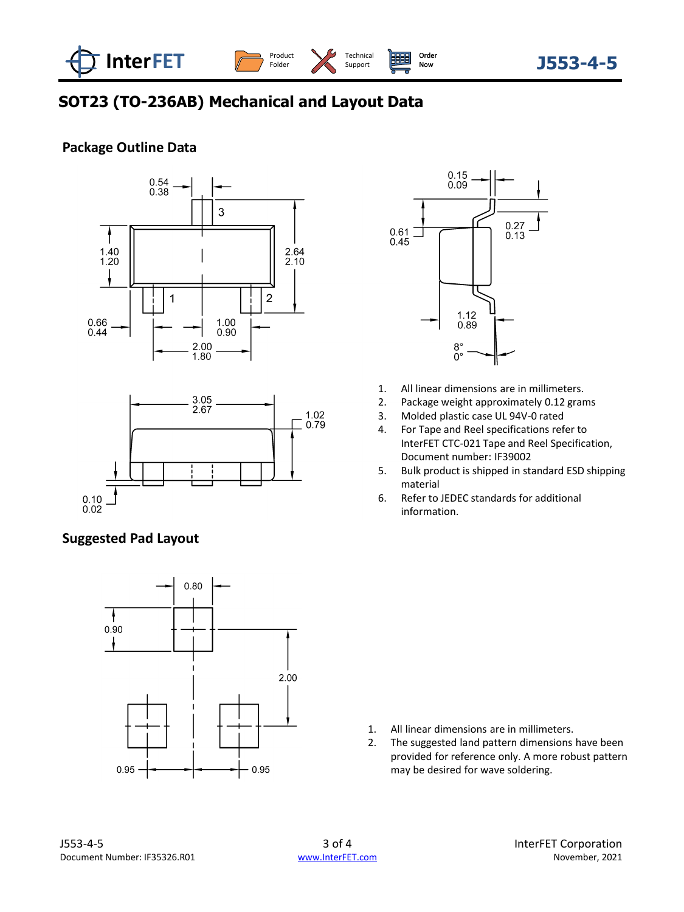# SOT23 (TO-236AB) Mechanical and Layout Data

## Package Outline Data

1. All linear dimensions are in millimeters.
2. Package weight approximately 0.12 grams
3. Molded plastic case UL 94V-0 rated
4. For Tape and Reel specifications refer to InterFET CTC-021 Tape and Reel Specification, Document number: IF39002
5. Bulk product is shipped in standard ESD shipping material
6. Refer to JEDEC standards for additional information.

## Suggested Pad Layout

1. All linear dimensions are in millimeters.
2. The suggested land pattern dimensions have been provided for reference only. A more robust pattern may be desired for wave soldering.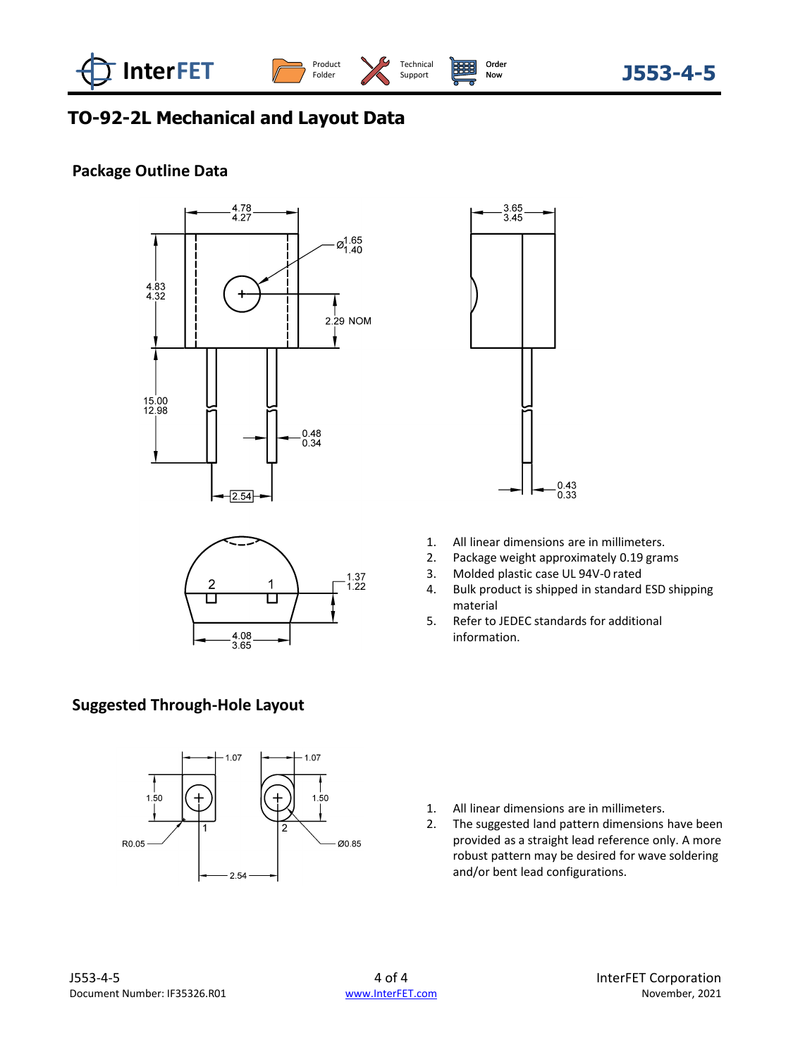# TO-92-2L Mechanical and Layout Data

## Package Outline Data

4.78
4.27

Ø1.65
1.40

4.83
4.32

2.29 NOM

15.00
12.98

0.48
0.34

2.54

3.65
3.45

0.43
0.33

2 1

1.37
1.22

4.08
3.65

1. All linear dimensions are in millimeters.
2. Package weight approximately 0.19 grams
3. Molded plastic case UL 94V-0 rated
4. Bulk product is shipped in standard ESD shipping material
5. Refer to JEDEC standards for additional information.

## Suggested Through-Hole Layout

1.07 1.07

1.50 1.50

1 2

R0.05 Ø0.85

2.54

1. All linear dimensions are in millimeters.
2. The suggested land pattern dimensions have been provided as a straight lead reference only. A more robust pattern may be desired for wave soldering and/or bent lead configurations.